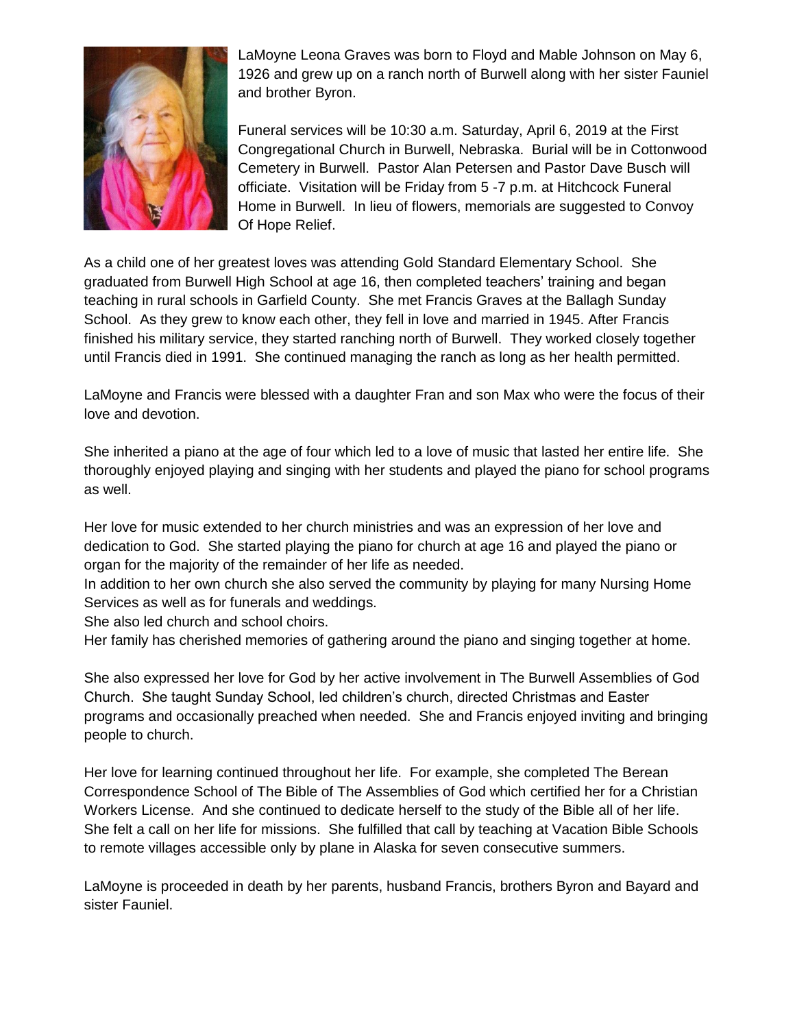LaMoyne Leona Graves was born to Floyd and Mable Johnson on May 6, 1926 and grew up on a ranch north of Burwell along with her sister Fauniel and brother Byron.

Funeral services will be 10:30 a.m. Saturday, April 6, 2019 at the First Congregational Church in Burwell, Nebraska. Burial will be in Cottonwood Cemetery in Burwell. Pastor Alan Petersen and Pastor Dave Busch will officiate. Visitation will be Friday from 5 -7 p.m. at Hitchcock Funeral Home in Burwell. In lieu of flowers, memorials are suggested to Convoy Of Hope Relief.

As a child one of her greatest loves was attending Gold Standard Elementary School. She graduated from Burwell High School at age 16, then completed teachers' training and began teaching in rural schools in Garfield County. She met Francis Graves at the Ballagh Sunday School. As they grew to know each other, they fell in love and married in 1945. After Francis finished his military service, they started ranching north of Burwell. They worked closely together until Francis died in 1991. She continued managing the ranch as long as her health permitted.

LaMoyne and Francis were blessed with a daughter Fran and son Max who were the focus of their love and devotion.

She inherited a piano at the age of four which led to a love of music that lasted her entire life. She thoroughly enjoyed playing and singing with her students and played the piano for school programs as well.

Her love for music extended to her church ministries and was an expression of her love and dedication to God. She started playing the piano for church at age 16 and played the piano or organ for the majority of the remainder of her life as needed.
In addition to her own church she also served the community by playing for many Nursing Home Services as well as for funerals and weddings.
She also led church and school choirs.
Her family has cherished memories of gathering around the piano and singing together at home.

She also expressed her love for God by her active involvement in The Burwell Assemblies of God Church. She taught Sunday School, led children's church, directed Christmas and Easter programs and occasionally preached when needed. She and Francis enjoyed inviting and bringing people to church.

Her love for learning continued throughout her life. For example, she completed The Berean Correspondence School of The Bible of The Assemblies of God which certified her for a Christian Workers License. And she continued to dedicate herself to the study of the Bible all of her life. She felt a call on her life for missions. She fulfilled that call by teaching at Vacation Bible Schools to remote villages accessible only by plane in Alaska for seven consecutive summers.

LaMoyne is proceeded in death by her parents, husband Francis, brothers Byron and Bayard and sister Fauniel.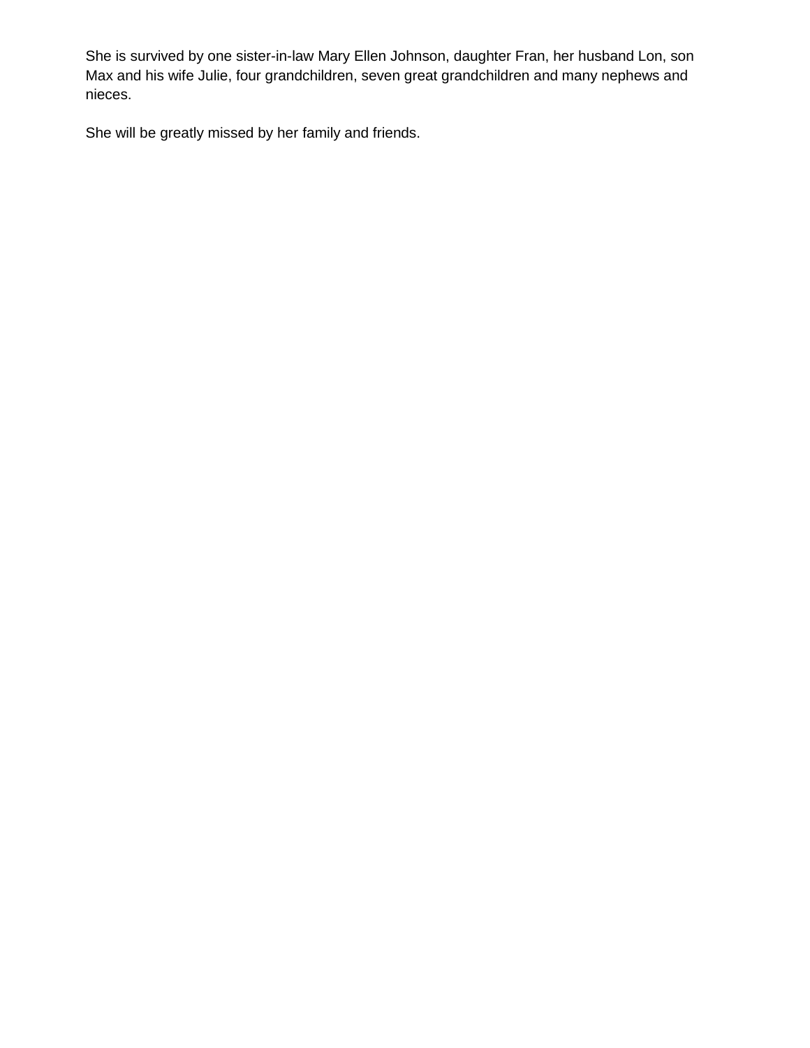She is survived by one sister-in-law Mary Ellen Johnson, daughter Fran, her husband Lon, son Max and his wife Julie, four grandchildren, seven great grandchildren and many nephews and nieces.

She will be greatly missed by her family and friends.